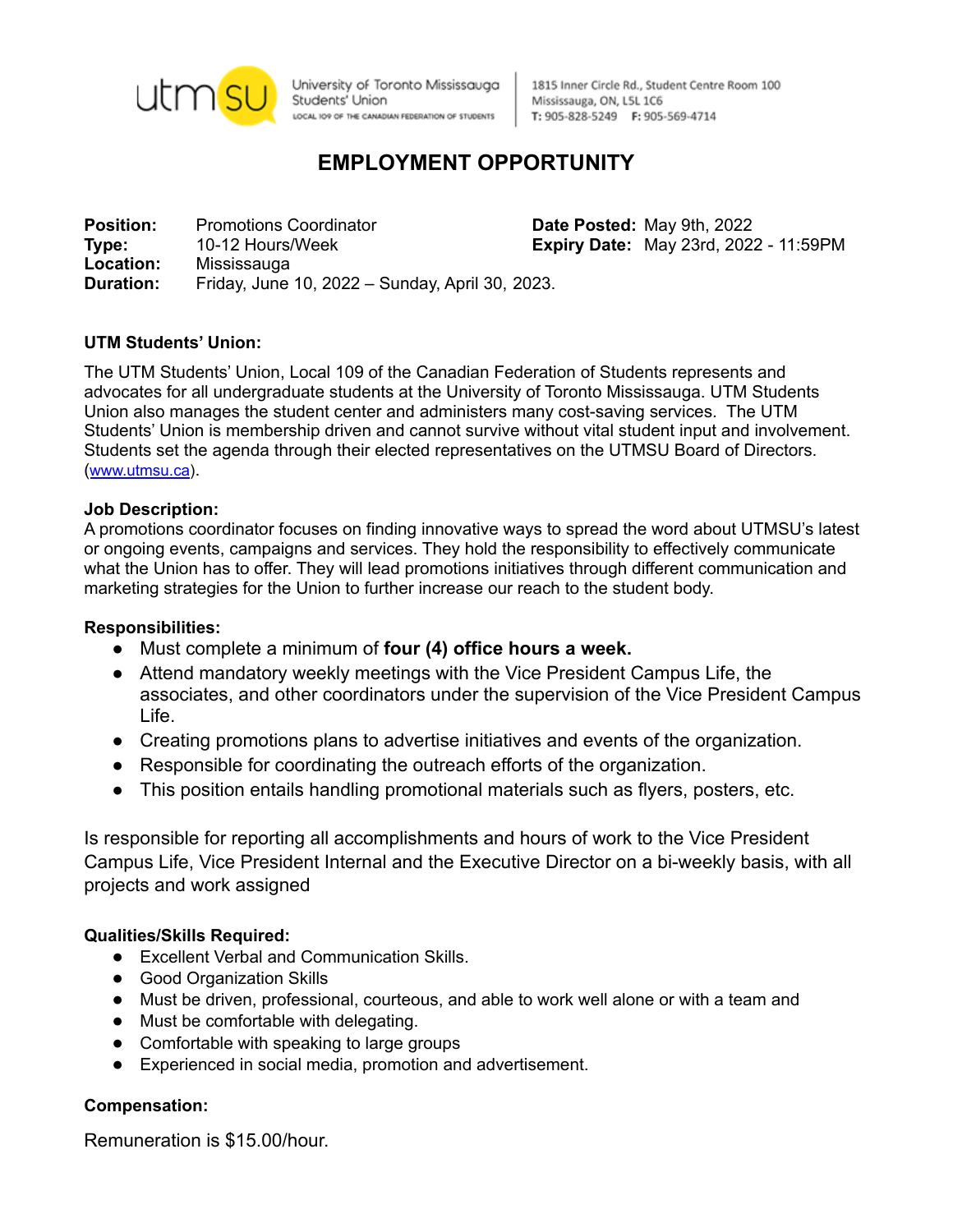utmsu University of Toronto Mississauga Students' Union
LOCAL 109 OF THE CANADIAN FEDERATION OF STUDENTS

1815 Inner Circle Rd., Student Centre Room 100
Mississauga, ON, L5L 1C6
T: 905-828-5249 F: 905-569-4714

# EMPLOYMENT OPPORTUNITY

**Position:** Promotions Coordinator
**Type:** 10-12 Hours/Week
**Location:** Mississauga
**Duration:** Friday, June 10, 2022 – Sunday, April 30, 2023.

**Date Posted:** May 9th, 2022
**Expiry Date:** May 23rd, 2022 - 11:59PM

**UTM Students' Union:**

The UTM Students' Union, Local 109 of the Canadian Federation of Students represents and advocates for all undergraduate students at the University of Toronto Mississauga. UTM Students Union also manages the student center and administers many cost-saving services. The UTM Students' Union is membership driven and cannot survive without vital student input and involvement. Students set the agenda through their elected representatives on the UTMSU Board of Directors. (www.utmsu.ca).

**Job Description:**
A promotions coordinator focuses on finding innovative ways to spread the word about UTMSU's latest or ongoing events, campaigns and services. They hold the responsibility to effectively communicate what the Union has to offer. They will lead promotions initiatives through different communication and marketing strategies for the Union to further increase our reach to the student body.

**Responsibilities:**

- Must complete a minimum of **four (4) office hours a week.**
- Attend mandatory weekly meetings with the Vice President Campus Life, the associates, and other coordinators under the supervision of the Vice President Campus Life.
- Creating promotions plans to advertise initiatives and events of the organization.
- Responsible for coordinating the outreach efforts of the organization.
- This position entails handling promotional materials such as flyers, posters, etc.

Is responsible for reporting all accomplishments and hours of work to the Vice President Campus Life, Vice President Internal and the Executive Director on a bi-weekly basis, with all projects and work assigned

**Qualities/Skills Required:**

- Excellent Verbal and Communication Skills.
- Good Organization Skills
- Must be driven, professional, courteous, and able to work well alone or with a team and
- Must be comfortable with delegating.
- Comfortable with speaking to large groups
- Experienced in social media, promotion and advertisement.

**Compensation:**

Remuneration is $15.00/hour.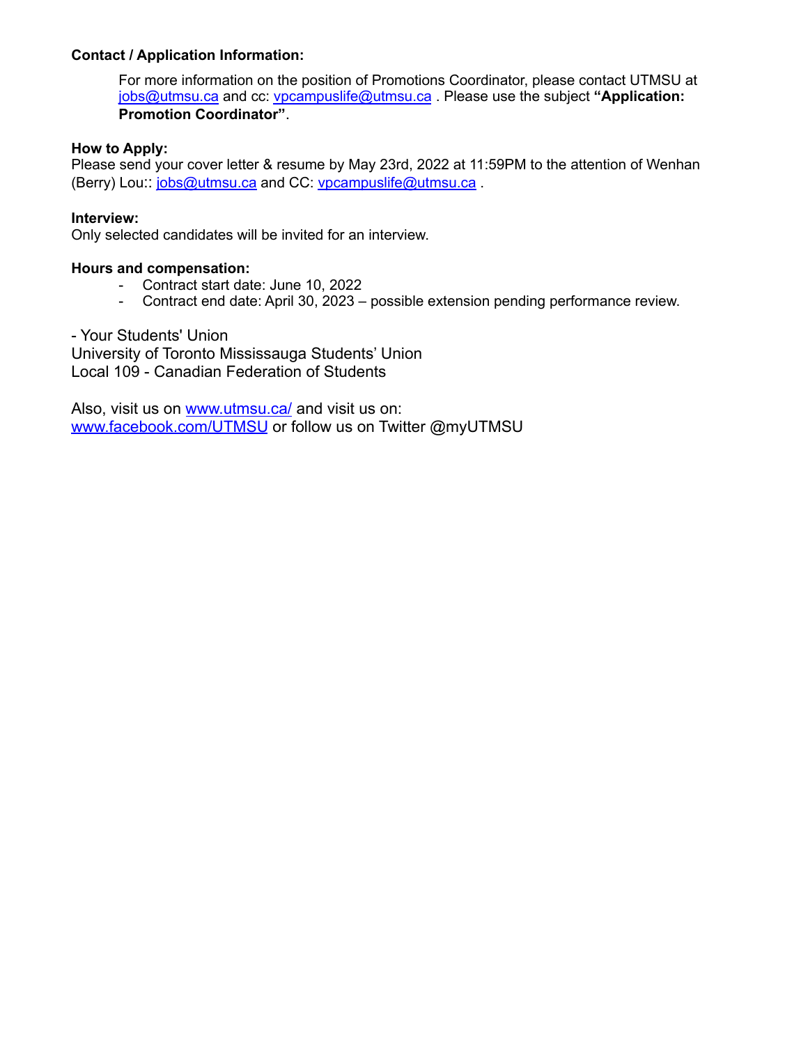**Contact / Application Information:**

For more information on the position of Promotions Coordinator, please contact UTMSU at jobs@utmsu.ca and cc: vpcampuslife@utmsu.ca . Please use the subject **"Application: Promotion Coordinator"**.

**How to Apply:**
Please send your cover letter & resume by May 23rd, 2022 at 11:59PM to the attention of Wenhan (Berry) Lou:: jobs@utmsu.ca and CC: vpcampuslife@utmsu.ca .

**Interview:**
Only selected candidates will be invited for an interview.

**Hours and compensation:**

- Contract start date: June 10, 2022
- Contract end date: April 30, 2023 – possible extension pending performance review.

- Your Students' Union
University of Toronto Mississauga Students' Union
Local 109 - Canadian Federation of Students

Also, visit us on www.utmsu.ca/ and visit us on:
www.facebook.com/UTMSU or follow us on Twitter @myUTMSU